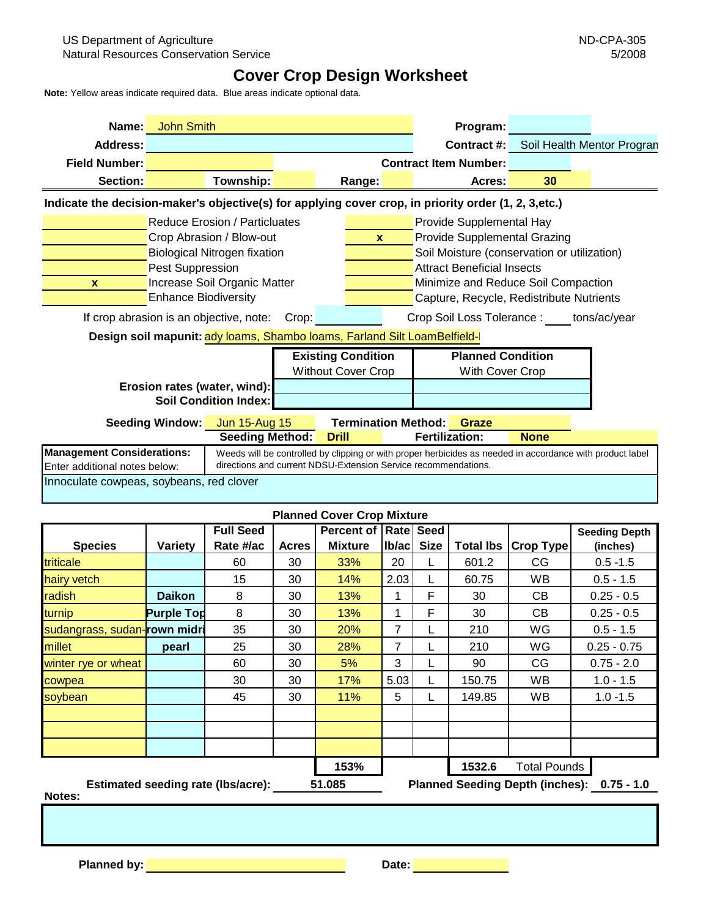US Department of Agriculture
Natural Resources Conservation Service

ND-CPA-305
5/2008

# Cover Crop Design Worksheet

**Note:** Yellow areas indicate required data. Blue areas indicate optional data.

| | | | |
|---|---|---|---|
| **Name:** | John Smith | **Program:** | |
| **Address:** | | **Contract #:** | Soil Health Mentor Progran |
| **Field Number:** | | **Contract Item Number:** | |
| **Section:** | **Township:** &nbsp; **Range:** | **Acres:** | 30 |

**Indicate the decision-maker's objective(s) for applying cover crop, in priority order (1, 2, 3,etc.)**

| | | | |
|---|---|---|---|
| | Reduce Erosion / Particuates | | Provide Supplemental Hay |
| | Crop Abrasion / Blow-out | x | Provide Supplemental Grazing |
| | Biological Nitrogen fixation | | Soil Moisture (conservation or utilization) |
| | Pest Suppression | | Attract Beneficial Insects |
| x | Increase Soil Organic Matter | | Minimize and Reduce Soil Compaction |
| | Enhance Biodiversity | | Capture, Recycle, Redistribute Nutrients |

If crop abrasion is an objective, note: Crop: ______ Crop Soil Loss Tolerance : ____ tons/ac/year

**Design soil mapunit:** ady loams, Shambo loams, Farland Silt LoamBelfield-l

| | Existing Condition<br>Without Cover Crop | Planned Condition<br>With Cover Crop |
|---|---|---|
| **Erosion rates (water, wind):** | | |
| **Soil Condition Index:** | | |

**Seeding Window:** Jun 15-Aug 15 &nbsp; **Termination Method:** Graze
**Seeding Method:** Drill &nbsp; **Fertilization:** None

**Management Considerations:**
Enter additional notes below:

Weeds will be controlled by clipping or with proper herbicides as needed in accordance with product label directions and current NDSU-Extension Service recommendations.

Innoculate cowpeas, soybeans, red clover

**Planned Cover Crop Mixture**

| Species | Variety | Full Seed Rate #/ac | Acres | Percent of Mixture | Rate lb/ac | Seed Size | Total lbs | Crop Type | Seeding Depth (inches) |
|---|---|---|---|---|---|---|---|---|---|
| triticale | | 60 | 30 | 33% | 20 | L | 601.2 | CG | 0.5 -1.5 |
| hairy vetch | | 15 | 30 | 14% | 2.03 | L | 60.75 | WB | 0.5 - 1.5 |
| radish | Daikon | 8 | 30 | 13% | 1 | F | 30 | CB | 0.25 - 0.5 |
| turnip | Purple Top | 8 | 30 | 13% | 1 | F | 30 | CB | 0.25 - 0.5 |
| sudangrass, sudan- | rown midri | 35 | 30 | 20% | 7 | L | 210 | WG | 0.5 - 1.5 |
| millet | pearl | 25 | 30 | 28% | 7 | L | 210 | WG | 0.25 - 0.75 |
| winter rye or wheat | | 60 | 30 | 5% | 3 | L | 90 | CG | 0.75 - 2.0 |
| cowpea | | 30 | 30 | 17% | 5.03 | L | 150.75 | WB | 1.0 - 1.5 |
| soybean | | 45 | 30 | 11% | 5 | L | 149.85 | WB | 1.0 -1.5 |
| | | | | | | | | | |
| | | | | | | | | | |
| | | | | | | | | | |
| | | | | 153% | | | 1532.6 | Total Pounds | |

**Estimated seeding rate (lbs/acre):** 51.085 &nbsp; **Planned Seeding Depth (inches):** 0.75 - 1.0

**Notes:**

**Planned by:** ______________ **Date:** ______________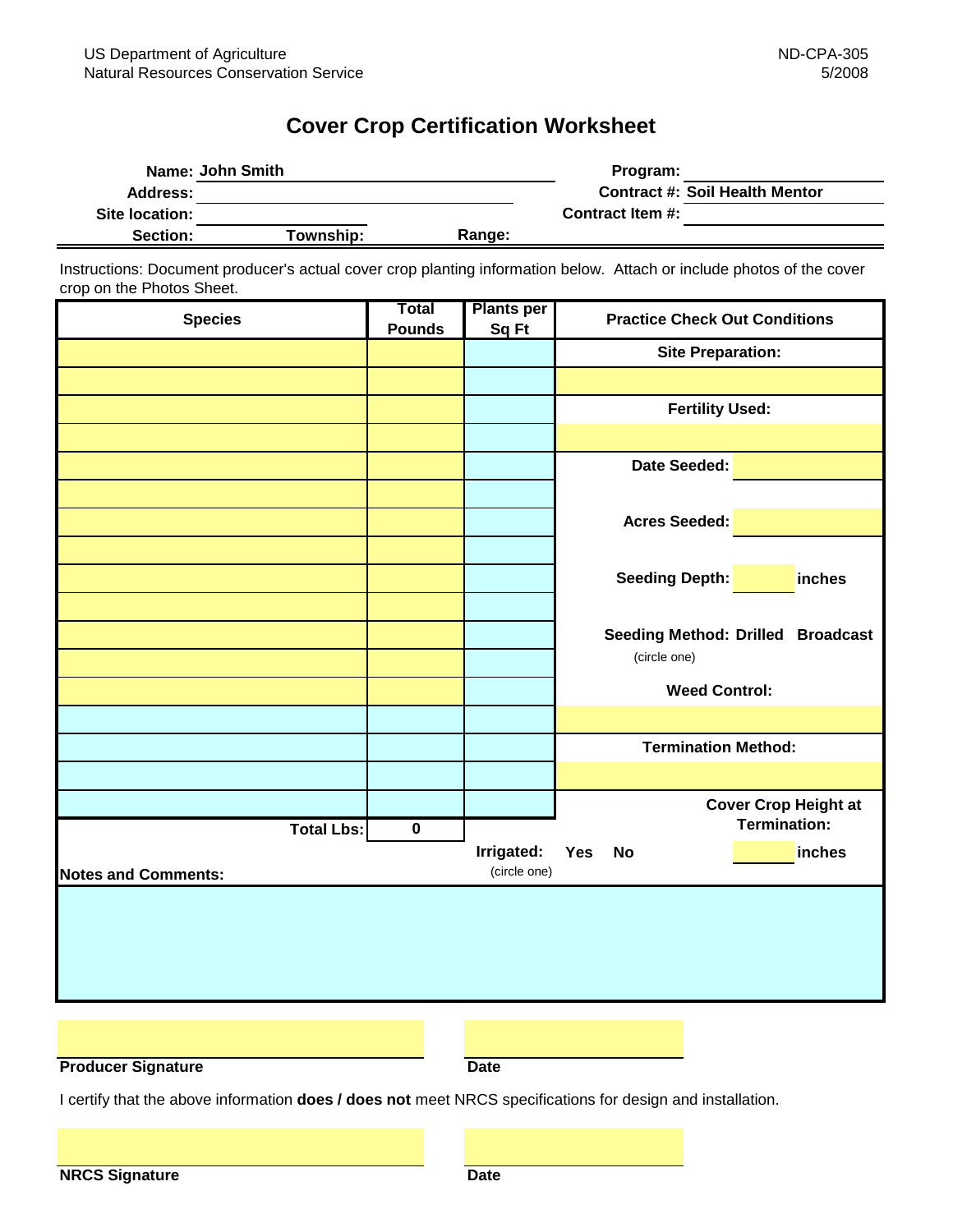US Department of Agriculture
Natural Resources Conservation Service

ND-CPA-305
5/2008

# Cover Crop Certification Worksheet

**Name:** John Smith

**Address:**

**Site location:**

**Section:** **Township:** **Range:**

**Program:**

**Contract #:** Soil Health Mentor

**Contract Item #:**

Instructions: Document producer's actual cover crop planting information below. Attach or include photos of the cover crop on the Photos Sheet.

| Species | Total Pounds | Plants per Sq Ft | Practice Check Out Conditions |
|---|---|---|---|
| | | | **Site Preparation:** |
| | | | |
| | | | **Fertility Used:** |
| | | | |
| | | | **Date Seeded:** |
| | | | |
| | | | **Acres Seeded:** |
| | | | |
| | | | **Seeding Depth:** inches |
| | | | |
| | | | **Seeding Method:** Drilled Broadcast (circle one) |
| | | | |
| | | | **Weed Control:** |
| | | | |
| | | | **Termination Method:** |
| | | | |
| | | | **Cover Crop Height at Termination:** inches |
| **Total Lbs:** | 0 | | |

**Irrigated:** Yes No (circle one)

**Notes and Comments:**

**Producer Signature** **Date**

I certify that the above information **does / does not** meet NRCS specifications for design and installation.

**NRCS Signature** **Date**